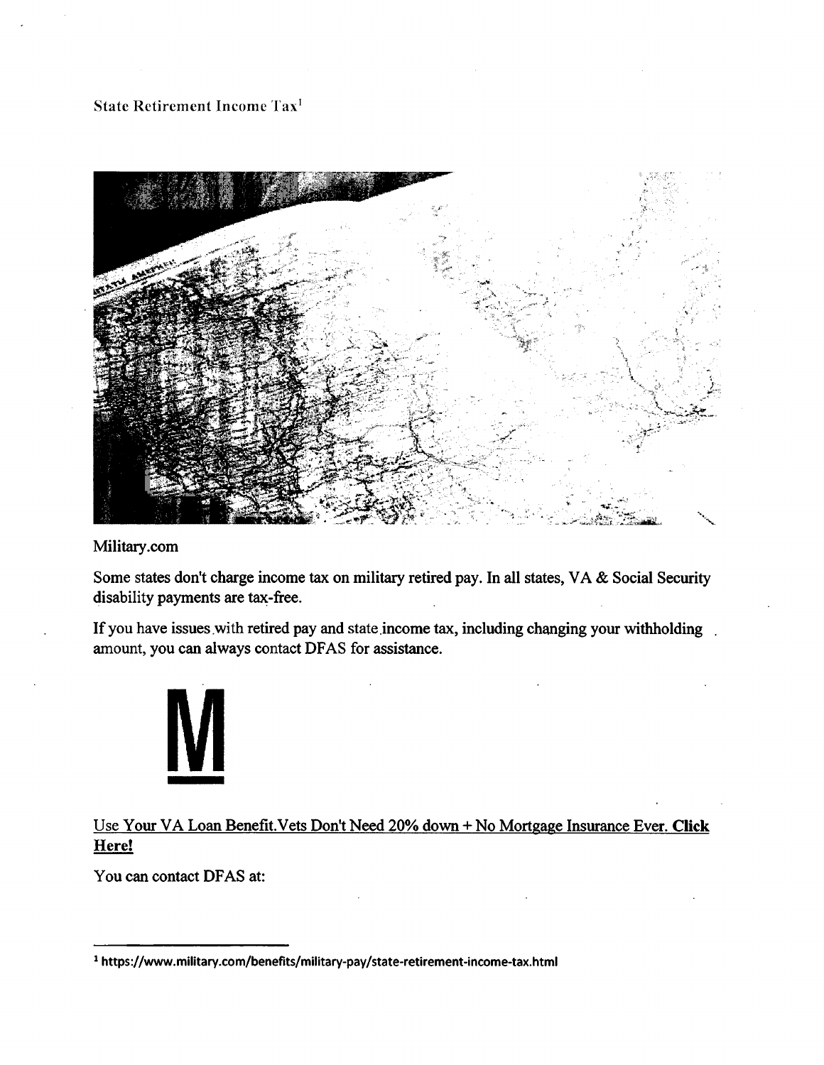State Retirement Income Tax[1]

Military.com

Some states don't charge income tax on military retired pay. In all states, VA & Social Security disability payments are tax-free.

If you have issues with retired pay and state income tax, including changing your withholding amount, you can always contact DFAS for assistance.

Use Your VA Loan Benefit.Vets Don't Need 20% down + No Mortgage Insurance Ever. **Click Here!**

You can contact DFAS at:

---

[1] https://www.military.com/benefits/military-pay/state-retirement-income-tax.html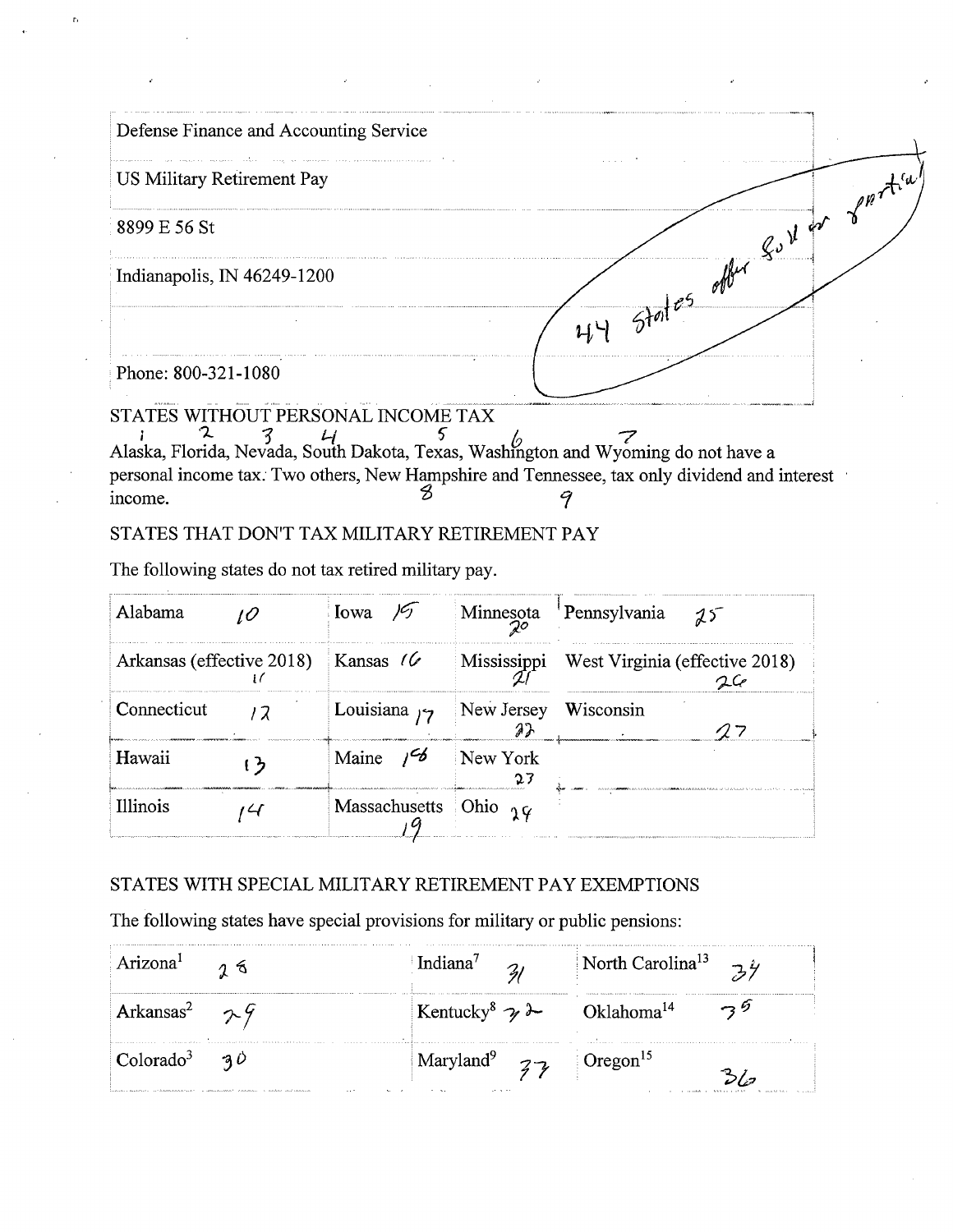| Defense Finance and Accounting Service |
|---|
| US Military Retirement Pay |
| 8899 E 56 St |
| Indianapolis, IN 46249-1200 |
| |
| Phone: 800-321-1080 |

44 states offer full or partial

## STATES WITHOUT PERSONAL INCOME TAX

Alaska, Florida, Nevada, South Dakota, Texas, Washington and Wyoming do not have a personal income tax. Two others, New Hampshire and Tennessee, tax only dividend and interest income.

## STATES THAT DON'T TAX MILITARY RETIREMENT PAY

The following states do not tax retired military pay.

| Alabama 10 | Iowa 15 | Minnesota 20 | Pennsylvania 25 |
|---|---|---|---|
| Arkansas (effective 2018) 11 | Kansas 16 | Mississippi 21 | West Virginia (effective 2018) 26 |
| Connecticut 12 | Louisiana 17 | New Jersey 22 | Wisconsin 27 |
| Hawaii 13 | Maine 18 | New York 23 | |
| Illinois 14 | Massachusetts 19 | Ohio 24 | |

## STATES WITH SPECIAL MILITARY RETIREMENT PAY EXEMPTIONS

The following states have special provisions for military or public pensions:

| Arizona[1] 28 | Indiana[7] 31 | North Carolina[13] 34 |
|---|---|---|
| Arkansas[2] 29 | Kentucky[8] 32 | Oklahoma[14] 35 |
| Colorado[3] 30 | Maryland[9] 33 | Oregon[15] 36 |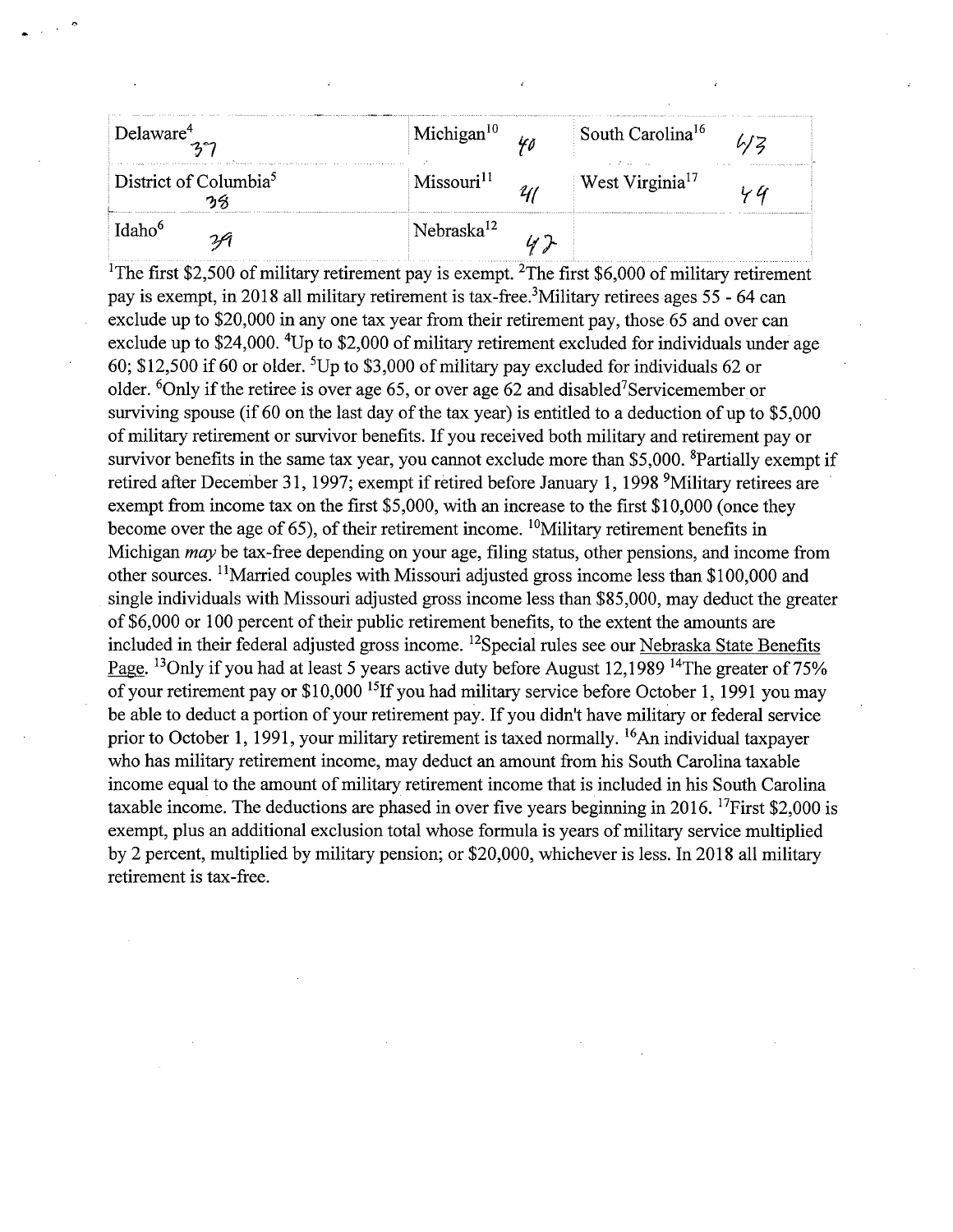| | | |
|---|---|---|
| Delaware[4] 37 | Michigan[10] 40 | South Carolina[16] 43 |
| District of Columbia[5] 38 | Missouri[11] 41 | West Virginia[17] 44 |
| Idaho[6] 39 | Nebraska[12] 42 | |

[1]The first $2,500 of military retirement pay is exempt. [2]The first $6,000 of military retirement pay is exempt, in 2018 all military retirement is tax-free.[3]Military retirees ages 55 - 64 can exclude up to $20,000 in any one tax year from their retirement pay, those 65 and over can exclude up to $24,000. [4]Up to $2,000 of military retirement excluded for individuals under age 60; $12,500 if 60 or older. [5]Up to $3,000 of military pay excluded for individuals 62 or older. [6]Only if the retiree is over age 65, or over age 62 and disabled[7]Servicemember or surviving spouse (if 60 on the last day of the tax year) is entitled to a deduction of up to $5,000 of military retirement or survivor benefits. If you received both military and retirement pay or survivor benefits in the same tax year, you cannot exclude more than $5,000. [8]Partially exempt if retired after December 31, 1997; exempt if retired before January 1, 1998 [9]Military retirees are exempt from income tax on the first $5,000, with an increase to the first $10,000 (once they become over the age of 65), of their retirement income. [10]Military retirement benefits in Michigan *may* be tax-free depending on your age, filing status, other pensions, and income from other sources. [11]Married couples with Missouri adjusted gross income less than $100,000 and single individuals with Missouri adjusted gross income less than $85,000, may deduct the greater of $6,000 or 100 percent of their public retirement benefits, to the extent the amounts are included in their federal adjusted gross income. [12]Special rules see our Nebraska State Benefits Page. [13]Only if you had at least 5 years active duty before August 12,1989 [14]The greater of 75% of your retirement pay or $10,000 [15]If you had military service before October 1, 1991 you may be able to deduct a portion of your retirement pay. If you didn't have military or federal service prior to October 1, 1991, your military retirement is taxed normally. [16]An individual taxpayer who has military retirement income, may deduct an amount from his South Carolina taxable income equal to the amount of military retirement income that is included in his South Carolina taxable income. The deductions are phased in over five years beginning in 2016. [17]First $2,000 is exempt, plus an additional exclusion total whose formula is years of military service multiplied by 2 percent, multiplied by military pension; or $20,000, whichever is less. In 2018 all military retirement is tax-free.